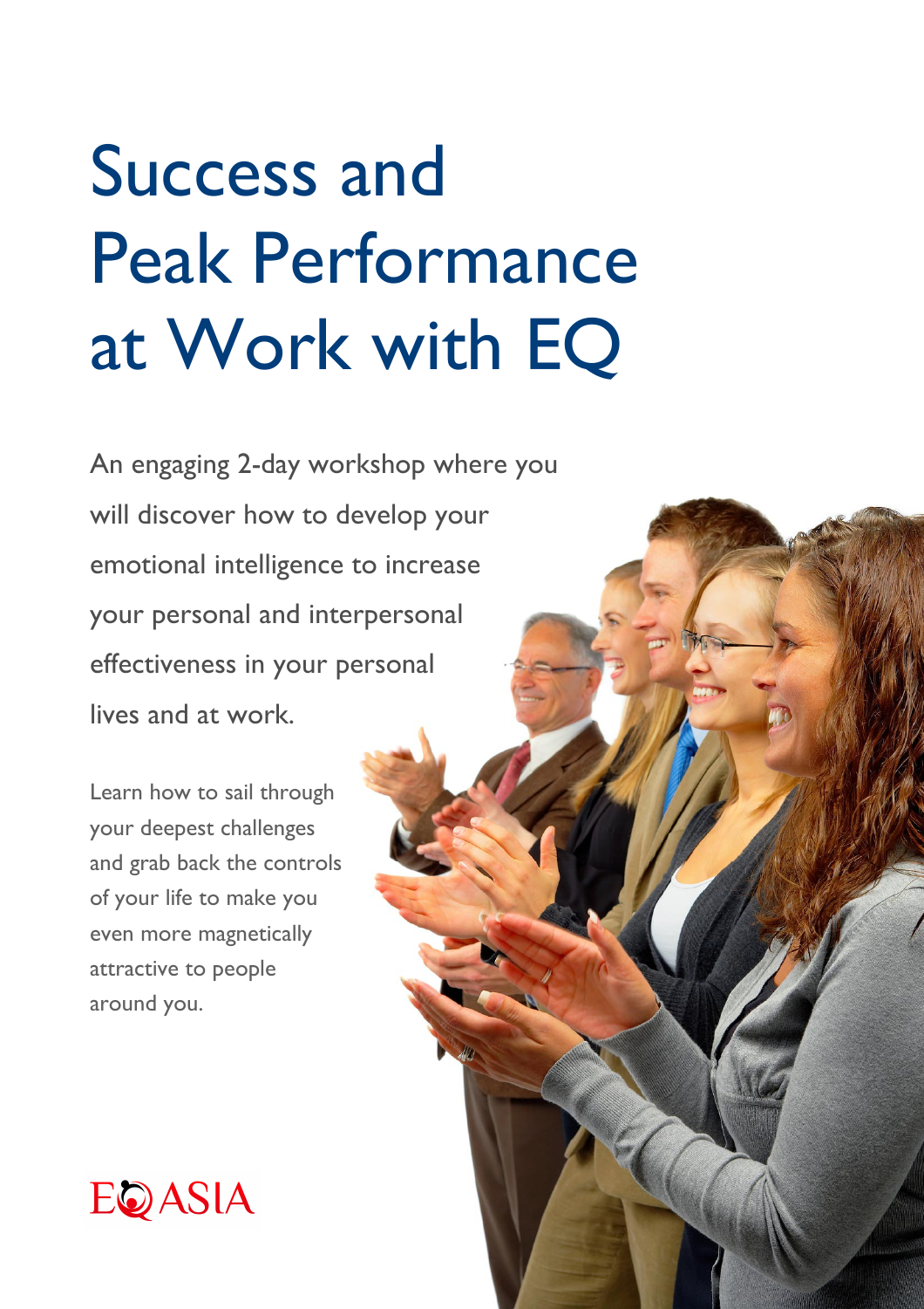# Success and Peak Performance at Work with EQ

An engaging 2-day workshop where you will discover how to develop your emotional intelligence to increase your personal and interpersonal effectiveness in your personal lives and at work.

Learn how to sail through your deepest challenges and grab back the controls of your life to make you even more magnetically attractive to people around you.

EQ ASIA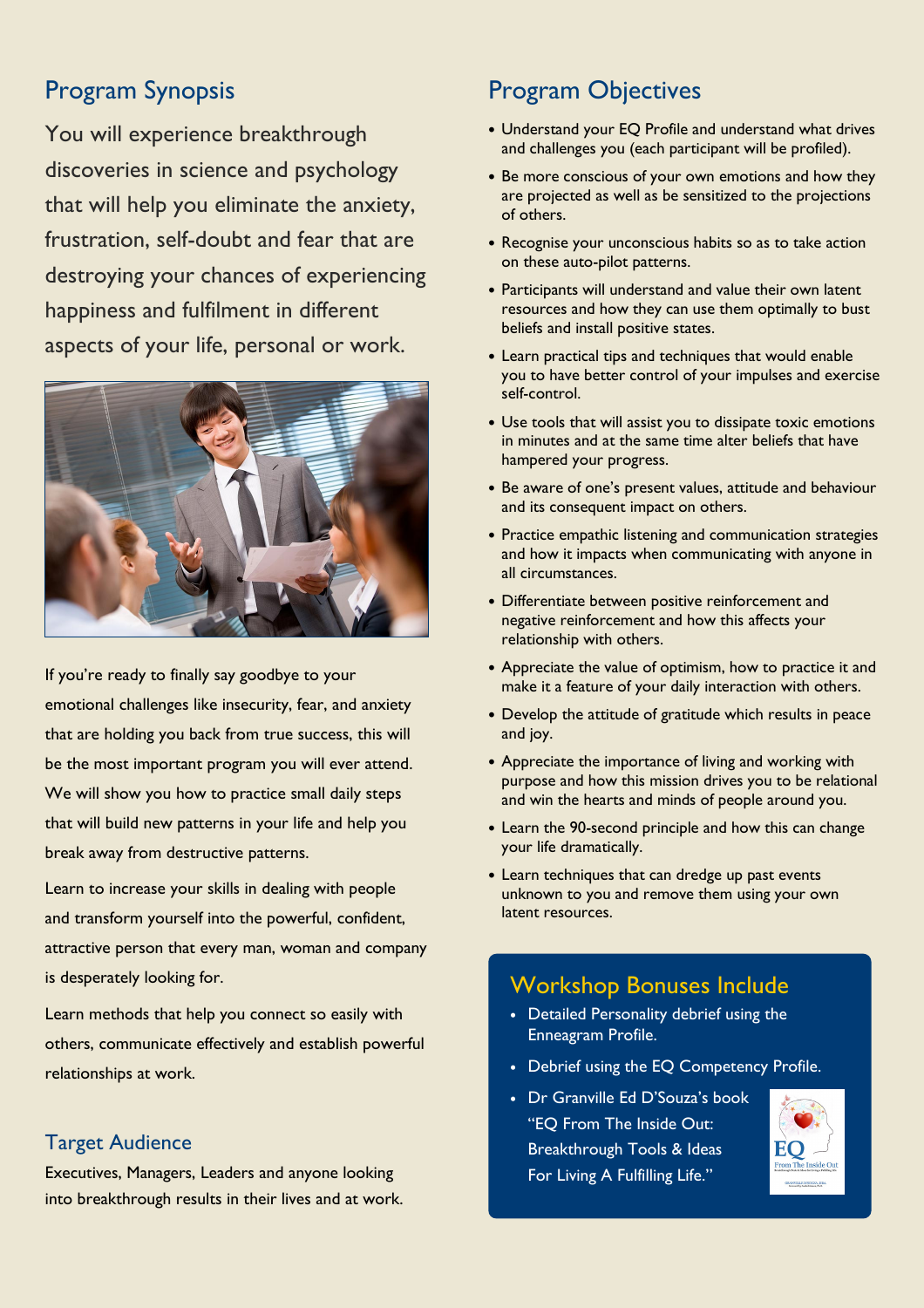## Program Synopsis

You will experience breakthrough discoveries in science and psychology that will help you eliminate the anxiety, frustration, self-doubt and fear that are destroying your chances of experiencing happiness and fulfilment in different aspects of your life, personal or work.

If you're ready to finally say goodbye to your emotional challenges like insecurity, fear, and anxiety that are holding you back from true success, this will be the most important program you will ever attend. We will show you how to practice small daily steps that will build new patterns in your life and help you break away from destructive patterns.

Learn to increase your skills in dealing with people and transform yourself into the powerful, confident, attractive person that every man, woman and company is desperately looking for.

Learn methods that help you connect so easily with others, communicate effectively and establish powerful relationships at work.

### Target Audience

Executives, Managers, Leaders and anyone looking into breakthrough results in their lives and at work.

## Program Objectives

- Understand your EQ Profile and understand what drives and challenges you (each participant will be profiled).
- Be more conscious of your own emotions and how they are projected as well as be sensitized to the projections of others.
- Recognise your unconscious habits so as to take action on these auto-pilot patterns.
- Participants will understand and value their own latent resources and how they can use them optimally to bust beliefs and install positive states.
- Learn practical tips and techniques that would enable you to have better control of your impulses and exercise self-control.
- Use tools that will assist you to dissipate toxic emotions in minutes and at the same time alter beliefs that have hampered your progress.
- Be aware of one's present values, attitude and behaviour and its consequent impact on others.
- Practice empathic listening and communication strategies and how it impacts when communicating with anyone in all circumstances.
- Differentiate between positive reinforcement and negative reinforcement and how this affects your relationship with others.
- Appreciate the value of optimism, how to practice it and make it a feature of your daily interaction with others.
- Develop the attitude of gratitude which results in peace and joy.
- Appreciate the importance of living and working with purpose and how this mission drives you to be relational and win the hearts and minds of people around you.
- Learn the 90-second principle and how this can change your life dramatically.
- Learn techniques that can dredge up past events unknown to you and remove them using your own latent resources.

### Workshop Bonuses Include

- Detailed Personality debrief using the Enneagram Profile.
- Debrief using the EQ Competency Profile.
- Dr Granville Ed D'Souza's book "EQ From The Inside Out: Breakthrough Tools & Ideas For Living A Fulfilling Life."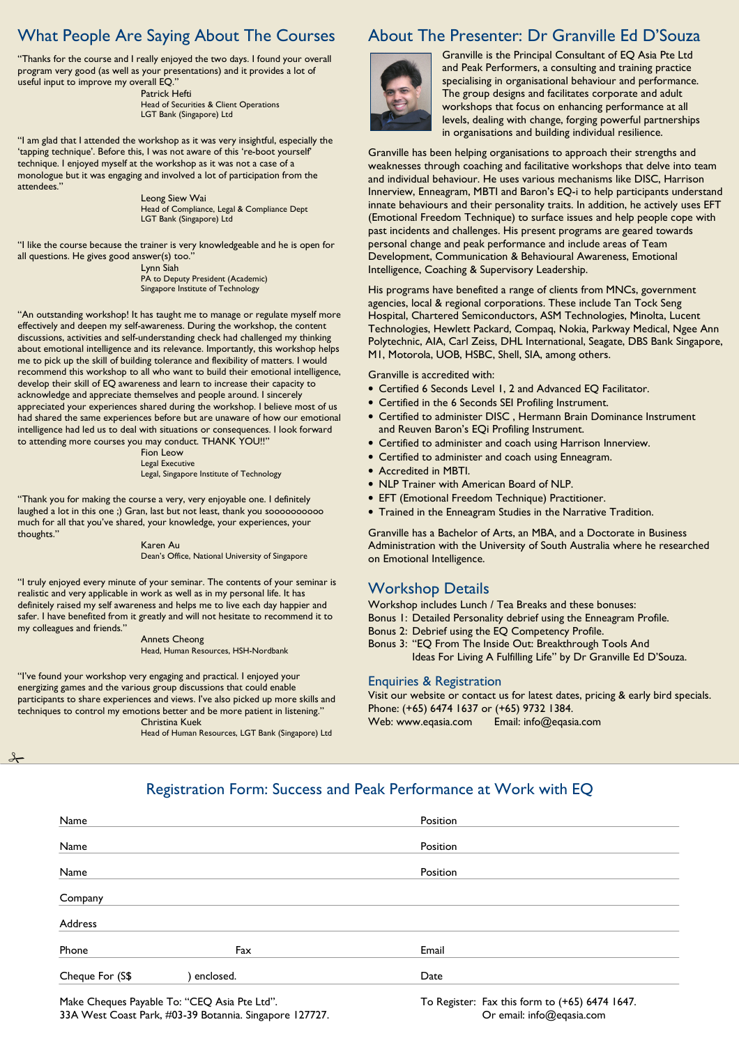## What People Are Saying About The Courses

"Thanks for the course and I really enjoyed the two days. I found your overall program very good (as well as your presentations) and it provides a lot of useful input to improve my overall EQ."

Patrick Hefti
Head of Securities & Client Operations
LGT Bank (Singapore) Ltd

"I am glad that I attended the workshop as it was very insightful, especially the 'tapping technique'. Before this, I was not aware of this 're-boot yourself' technique. I enjoyed myself at the workshop as it was not a case of a monologue but it was engaging and involved a lot of participation from the attendees."

Leong Siew Wai
Head of Compliance, Legal & Compliance Dept
LGT Bank (Singapore) Ltd

"I like the course because the trainer is very knowledgeable and he is open for all questions. He gives good answer(s) too."

Lynn Siah
PA to Deputy President (Academic)
Singapore Institute of Technology

"An outstanding workshop! It has taught me to manage or regulate myself more effectively and deepen my self-awareness. During the workshop, the content discussions, activities and self-understanding check had challenged my thinking about emotional intelligence and its relevance. Importantly, this workshop helps me to pick up the skill of building tolerance and flexibility of matters. I would recommend this workshop to all who want to build their emotional intelligence, develop their skill of EQ awareness and learn to increase their capacity to acknowledge and appreciate themselves and people around. I sincerely appreciated your experiences shared during the workshop. I believe most of us had shared the same experiences before but are unaware of how our emotional intelligence had led us to deal with situations or consequences. I look forward to attending more courses you may conduct. THANK YOU!!"

Fion Leow
Legal Executive
Legal, Singapore Institute of Technology

"Thank you for making the course a very, very enjoyable one. I definitely laughed a lot in this one ;) Gran, last but not least, thank you soooooooooo much for all that you've shared, your knowledge, your experiences, your thoughts."

Karen Au
Dean's Office, National University of Singapore

"I truly enjoyed every minute of your seminar. The contents of your seminar is realistic and very applicable in work as well as in my personal life. It has definitely raised my self awareness and helps me to live each day happier and safer. I have benefited from it greatly and will not hesitate to recommend it to my colleagues and friends."

Annets Cheong
Head, Human Resources, HSH-Nordbank

"I've found your workshop very engaging and practical. I enjoyed your energizing games and the various group discussions that could enable participants to share experiences and views. I've also picked up more skills and techniques to control my emotions better and be more patient in listening."

Christina Kuek
Head of Human Resources, LGT Bank (Singapore) Ltd

## About The Presenter: Dr Granville Ed D'Souza

Granville is the Principal Consultant of EQ Asia Pte Ltd and Peak Performers, a consulting and training practice specialising in organisational behaviour and performance. The group designs and facilitates corporate and adult workshops that focus on enhancing performance at all levels, dealing with change, forging powerful partnerships in organisations and building individual resilience.

Granville has been helping organisations to approach their strengths and weaknesses through coaching and facilitative workshops that delve into team and individual behaviour. He uses various mechanisms like DISC, Harrison Innerview, Enneagram, MBTI and Baron's EQ-i to help participants understand innate behaviours and their personality traits. In addition, he actively uses EFT (Emotional Freedom Technique) to surface issues and help people cope with past incidents and challenges. His present programs are geared towards personal change and peak performance and include areas of Team Development, Communication & Behavioural Awareness, Emotional Intelligence, Coaching & Supervisory Leadership.

His programs have benefited a range of clients from MNCs, government agencies, local & regional corporations. These include Tan Tock Seng Hospital, Chartered Semiconductors, ASM Technologies, Minolta, Lucent Technologies, Hewlett Packard, Compaq, Nokia, Parkway Medical, Ngee Ann Polytechnic, AIA, Carl Zeiss, DHL International, Seagate, DBS Bank Singapore, M1, Motorola, UOB, HSBC, Shell, SIA, among others.

Granville is accredited with:

- Certified 6 Seconds Level 1, 2 and Advanced EQ Facilitator.
- Certified in the 6 Seconds SEI Profiling Instrument.
- Certified to administer DISC , Hermann Brain Dominance Instrument and Reuven Baron's EQi Profiling Instrument.
- Certified to administer and coach using Harrison Innerview.
- Certified to administer and coach using Enneagram.
- Accredited in MBTI.
- NLP Trainer with American Board of NLP.
- EFT (Emotional Freedom Technique) Practitioner.
- Trained in the Enneagram Studies in the Narrative Tradition.

Granville has a Bachelor of Arts, an MBA, and a Doctorate in Business Administration with the University of South Australia where he researched on Emotional Intelligence.

## Workshop Details

Workshop includes Lunch / Tea Breaks and these bonuses:
Bonus 1: Detailed Personality debrief using the Enneagram Profile.
Bonus 2: Debrief using the EQ Competency Profile.
Bonus 3: "EQ From The Inside Out: Breakthrough Tools And Ideas For Living A Fulfilling Life" by Dr Granville Ed D'Souza.

### Enquiries & Registration

Visit our website or contact us for latest dates, pricing & early bird specials.
Phone: (+65) 6474 1637 or (+65) 9732 1384.
Web: www.eqasia.com Email: info@eqasia.com

## Registration Form: Success and Peak Performance at Work with EQ

Name ____________________ Position ____________________

Name ____________________ Position ____________________

Name ____________________ Position ____________________

Company ____________________

Address ____________________

Phone __________ Fax __________ Email ____________________

Cheque For (S$ __________ ) enclosed. Date ____________________

Make Cheques Payable To: "CEQ Asia Pte Ltd".
33A West Coast Park, #03-39 Botannia. Singapore 127727.

To Register: Fax this form to (+65) 6474 1647.
Or email: info@eqasia.com